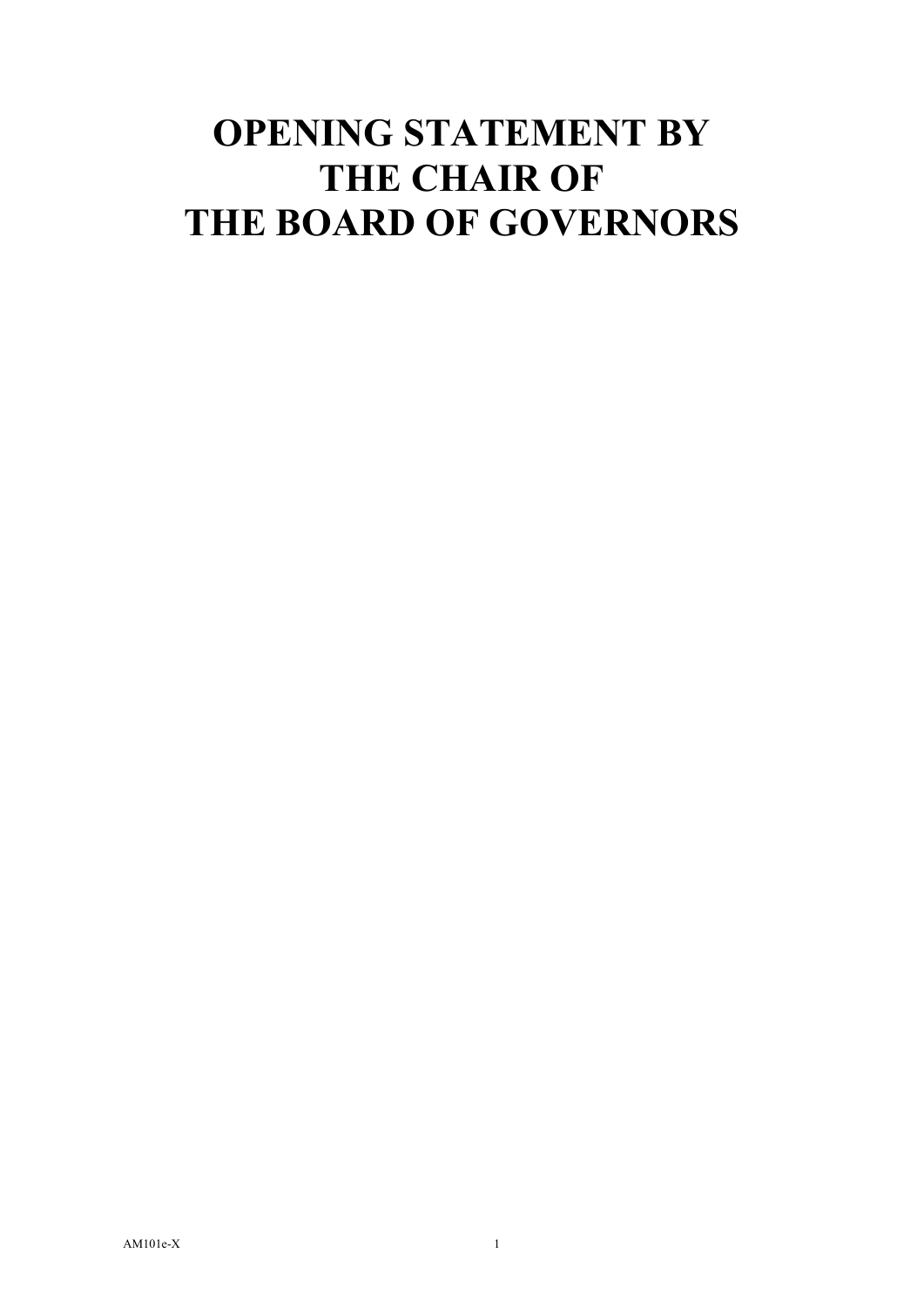# OPENING STATEMENT BY THE CHAIR OF THE BOARD OF GOVERNORS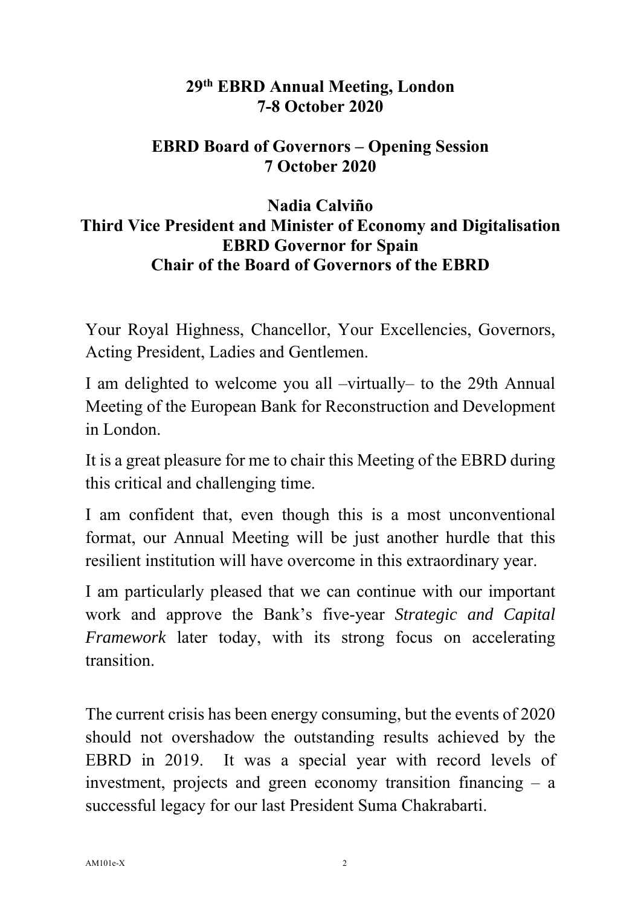**29th EBRD Annual Meeting, London**
**7-8 October 2020**

**EBRD Board of Governors – Opening Session**
**7 October 2020**

**Nadia Calviño**
**Third Vice President and Minister of Economy and Digitalisation**
**EBRD Governor for Spain**
**Chair of the Board of Governors of the EBRD**

Your Royal Highness, Chancellor, Your Excellencies, Governors, Acting President, Ladies and Gentlemen.

I am delighted to welcome you all –virtually– to the 29th Annual Meeting of the European Bank for Reconstruction and Development in London.

It is a great pleasure for me to chair this Meeting of the EBRD during this critical and challenging time.

I am confident that, even though this is a most unconventional format, our Annual Meeting will be just another hurdle that this resilient institution will have overcome in this extraordinary year.

I am particularly pleased that we can continue with our important work and approve the Bank's five-year *Strategic and Capital Framework* later today, with its strong focus on accelerating transition.

The current crisis has been energy consuming, but the events of 2020 should not overshadow the outstanding results achieved by the EBRD in 2019. It was a special year with record levels of investment, projects and green economy transition financing – a successful legacy for our last President Suma Chakrabarti.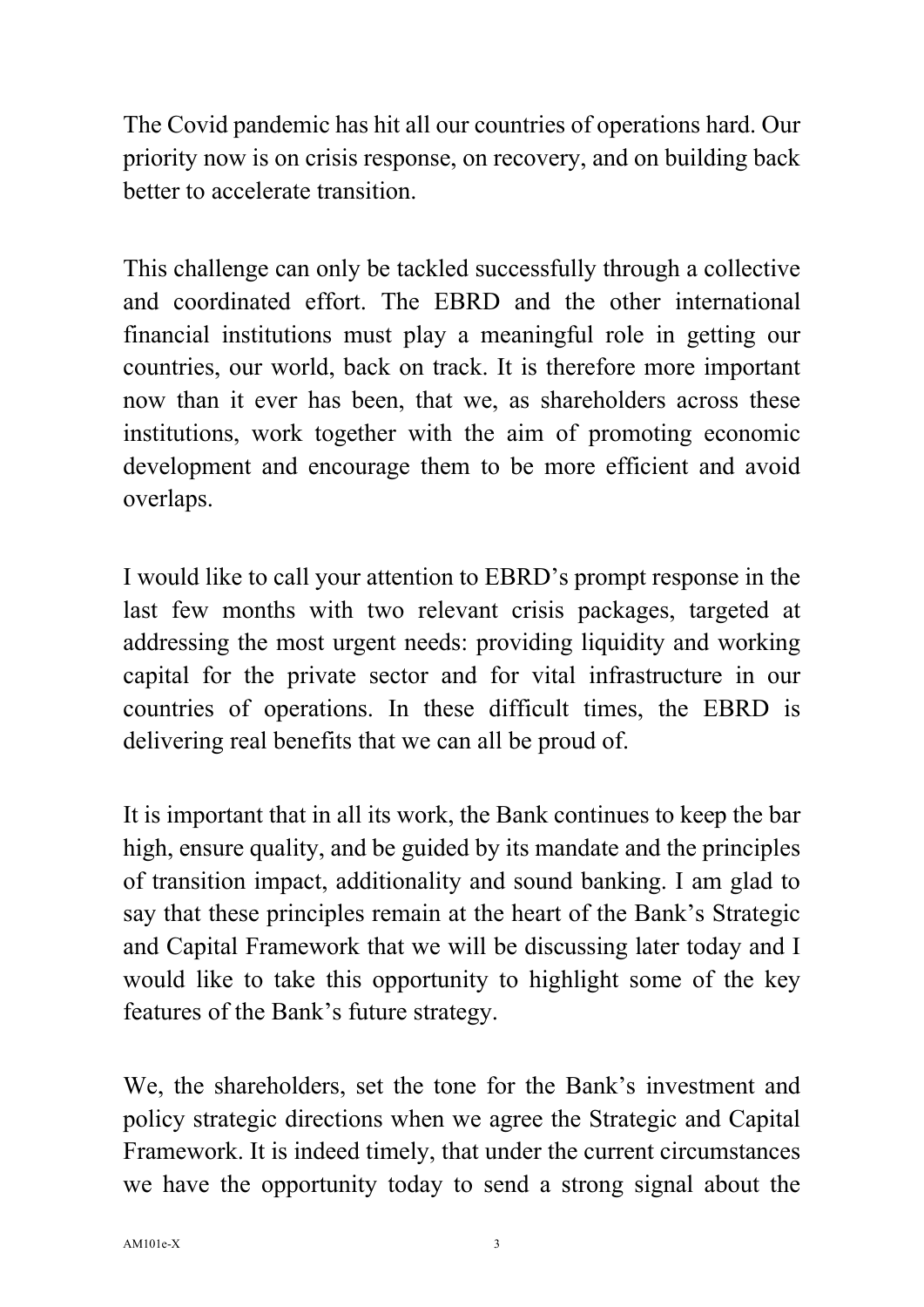The Covid pandemic has hit all our countries of operations hard. Our priority now is on crisis response, on recovery, and on building back better to accelerate transition.

This challenge can only be tackled successfully through a collective and coordinated effort. The EBRD and the other international financial institutions must play a meaningful role in getting our countries, our world, back on track. It is therefore more important now than it ever has been, that we, as shareholders across these institutions, work together with the aim of promoting economic development and encourage them to be more efficient and avoid overlaps.

I would like to call your attention to EBRD's prompt response in the last few months with two relevant crisis packages, targeted at addressing the most urgent needs: providing liquidity and working capital for the private sector and for vital infrastructure in our countries of operations. In these difficult times, the EBRD is delivering real benefits that we can all be proud of.

It is important that in all its work, the Bank continues to keep the bar high, ensure quality, and be guided by its mandate and the principles of transition impact, additionality and sound banking. I am glad to say that these principles remain at the heart of the Bank's Strategic and Capital Framework that we will be discussing later today and I would like to take this opportunity to highlight some of the key features of the Bank's future strategy.

We, the shareholders, set the tone for the Bank's investment and policy strategic directions when we agree the Strategic and Capital Framework. It is indeed timely, that under the current circumstances we have the opportunity today to send a strong signal about the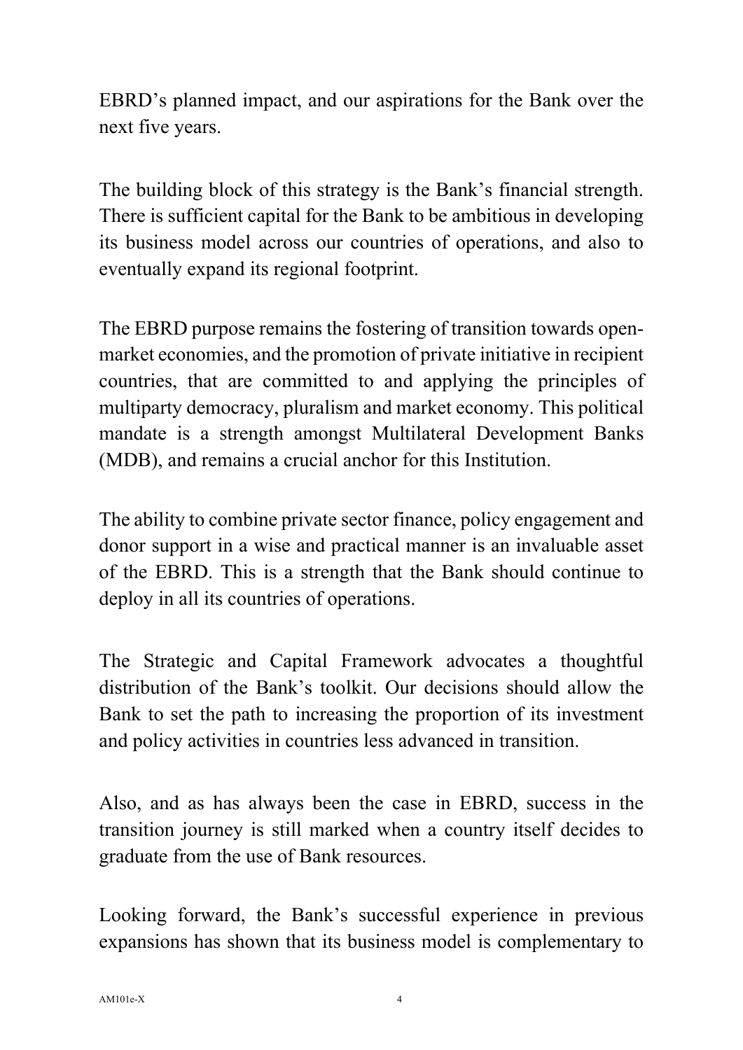EBRD's planned impact, and our aspirations for the Bank over the next five years.

The building block of this strategy is the Bank's financial strength. There is sufficient capital for the Bank to be ambitious in developing its business model across our countries of operations, and also to eventually expand its regional footprint.

The EBRD purpose remains the fostering of transition towards open-market economies, and the promotion of private initiative in recipient countries, that are committed to and applying the principles of multiparty democracy, pluralism and market economy. This political mandate is a strength amongst Multilateral Development Banks (MDB), and remains a crucial anchor for this Institution.

The ability to combine private sector finance, policy engagement and donor support in a wise and practical manner is an invaluable asset of the EBRD. This is a strength that the Bank should continue to deploy in all its countries of operations.

The Strategic and Capital Framework advocates a thoughtful distribution of the Bank's toolkit. Our decisions should allow the Bank to set the path to increasing the proportion of its investment and policy activities in countries less advanced in transition.

Also, and as has always been the case in EBRD, success in the transition journey is still marked when a country itself decides to graduate from the use of Bank resources.

Looking forward, the Bank's successful experience in previous expansions has shown that its business model is complementary to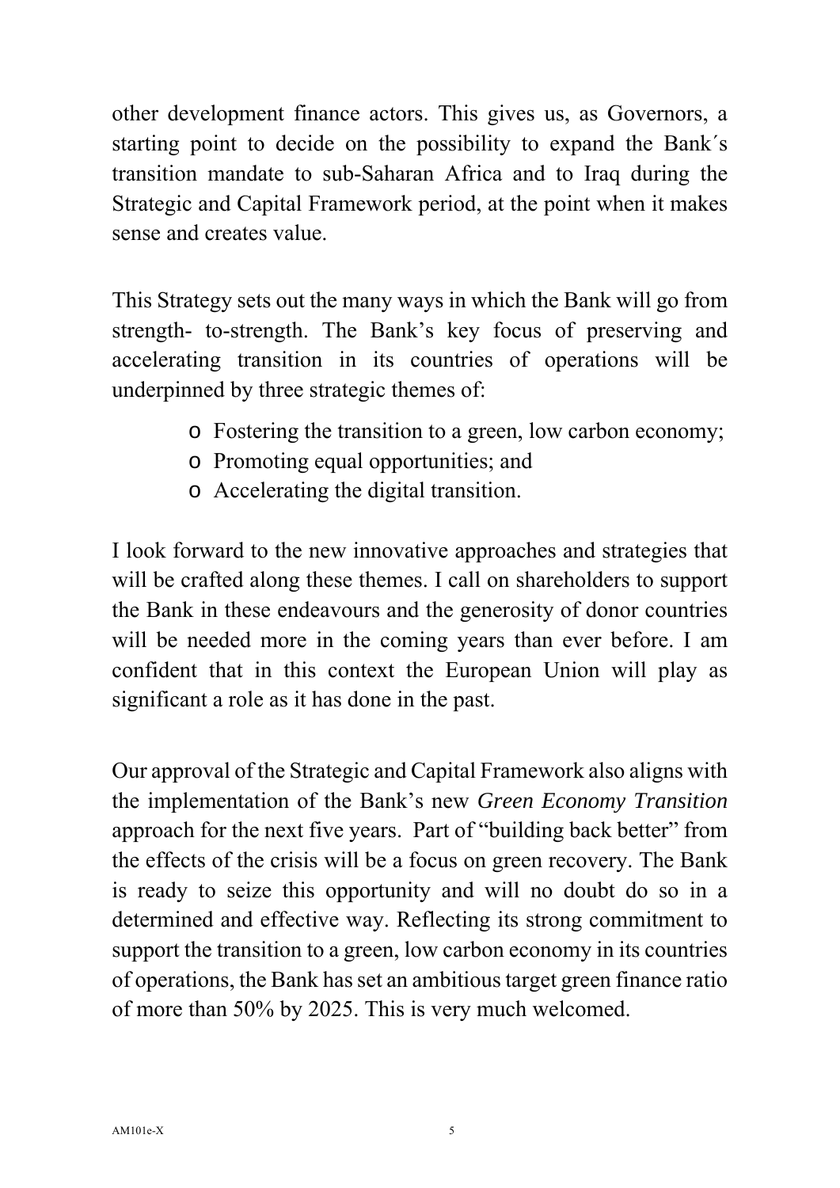other development finance actors. This gives us, as Governors, a starting point to decide on the possibility to expand the Bank´s transition mandate to sub-Saharan Africa and to Iraq during the Strategic and Capital Framework period, at the point when it makes sense and creates value.

This Strategy sets out the many ways in which the Bank will go from strength- to-strength. The Bank's key focus of preserving and accelerating transition in its countries of operations will be underpinned by three strategic themes of:

- Fostering the transition to a green, low carbon economy;
- Promoting equal opportunities; and
- Accelerating the digital transition.

I look forward to the new innovative approaches and strategies that will be crafted along these themes. I call on shareholders to support the Bank in these endeavours and the generosity of donor countries will be needed more in the coming years than ever before. I am confident that in this context the European Union will play as significant a role as it has done in the past.

Our approval of the Strategic and Capital Framework also aligns with the implementation of the Bank's new *Green Economy Transition* approach for the next five years. Part of "building back better" from the effects of the crisis will be a focus on green recovery. The Bank is ready to seize this opportunity and will no doubt do so in a determined and effective way. Reflecting its strong commitment to support the transition to a green, low carbon economy in its countries of operations, the Bank has set an ambitious target green finance ratio of more than 50% by 2025. This is very much welcomed.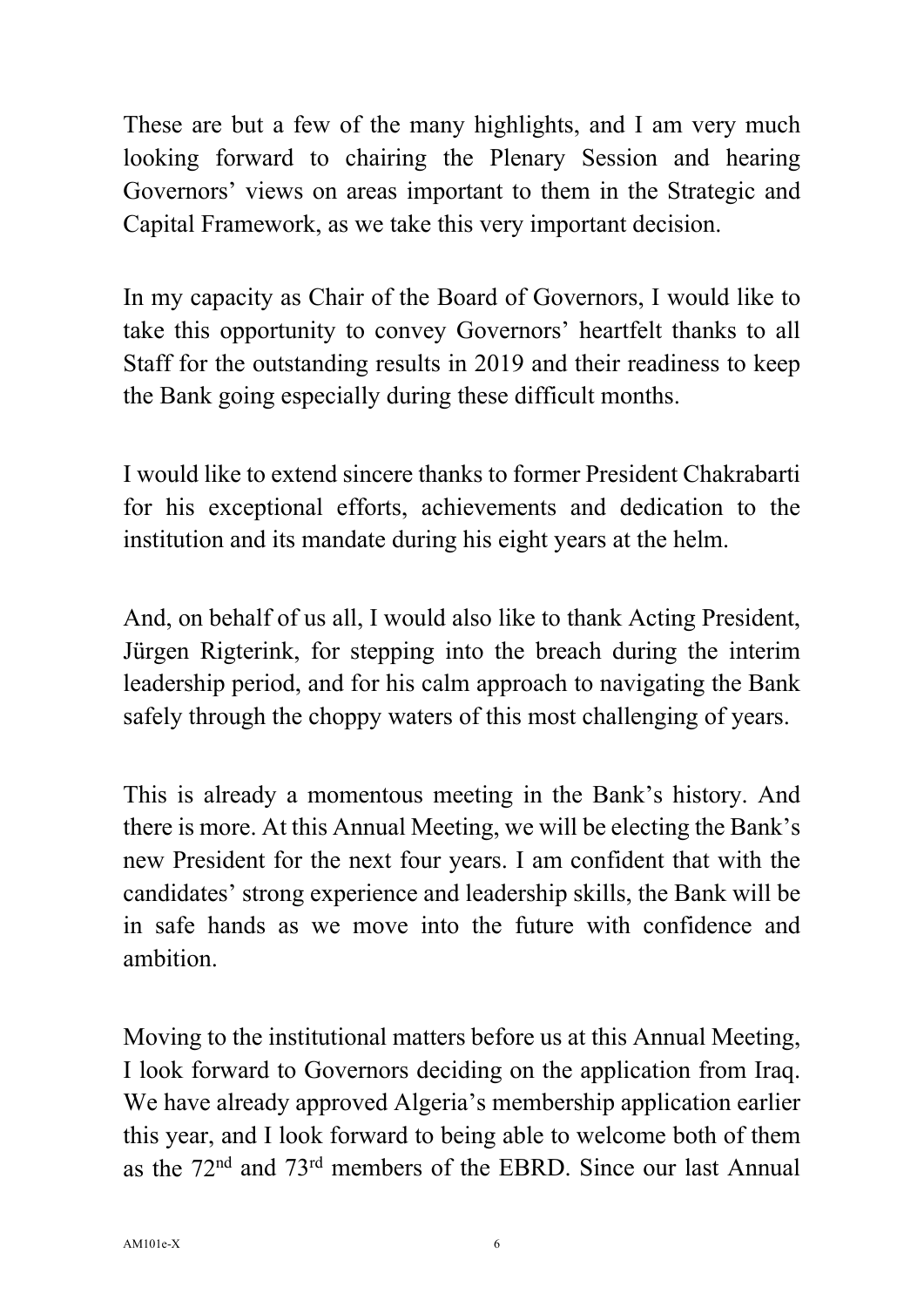These are but a few of the many highlights, and I am very much looking forward to chairing the Plenary Session and hearing Governors' views on areas important to them in the Strategic and Capital Framework, as we take this very important decision.

In my capacity as Chair of the Board of Governors, I would like to take this opportunity to convey Governors' heartfelt thanks to all Staff for the outstanding results in 2019 and their readiness to keep the Bank going especially during these difficult months.

I would like to extend sincere thanks to former President Chakrabarti for his exceptional efforts, achievements and dedication to the institution and its mandate during his eight years at the helm.

And, on behalf of us all, I would also like to thank Acting President, Jürgen Rigterink, for stepping into the breach during the interim leadership period, and for his calm approach to navigating the Bank safely through the choppy waters of this most challenging of years.

This is already a momentous meeting in the Bank's history. And there is more. At this Annual Meeting, we will be electing the Bank's new President for the next four years. I am confident that with the candidates' strong experience and leadership skills, the Bank will be in safe hands as we move into the future with confidence and ambition.

Moving to the institutional matters before us at this Annual Meeting, I look forward to Governors deciding on the application from Iraq. We have already approved Algeria's membership application earlier this year, and I look forward to being able to welcome both of them as the 72nd and 73rd members of the EBRD. Since our last Annual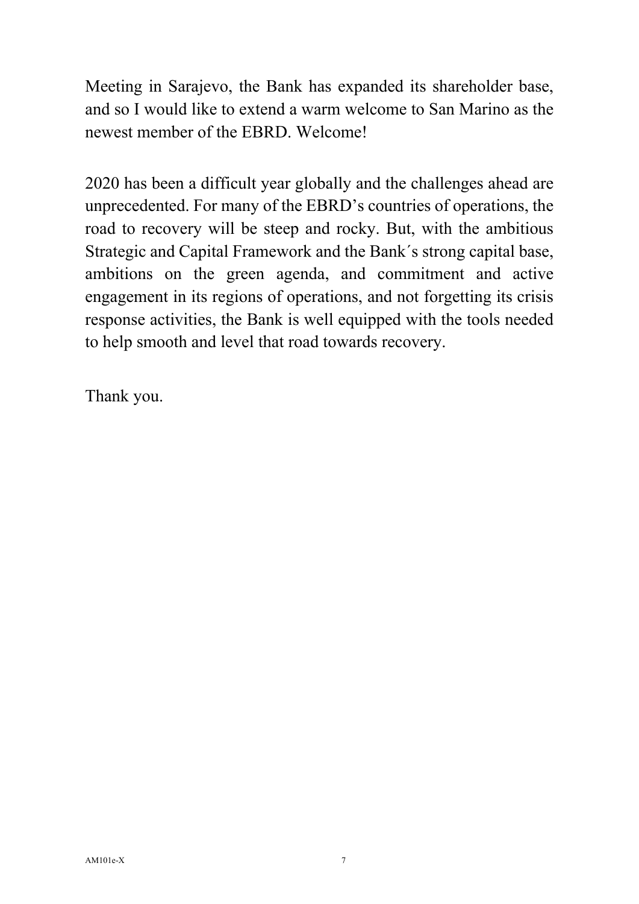Meeting in Sarajevo, the Bank has expanded its shareholder base, and so I would like to extend a warm welcome to San Marino as the newest member of the EBRD. Welcome!

2020 has been a difficult year globally and the challenges ahead are unprecedented. For many of the EBRD's countries of operations, the road to recovery will be steep and rocky. But, with the ambitious Strategic and Capital Framework and the Bank´s strong capital base, ambitions on the green agenda, and commitment and active engagement in its regions of operations, and not forgetting its crisis response activities, the Bank is well equipped with the tools needed to help smooth and level that road towards recovery.

Thank you.